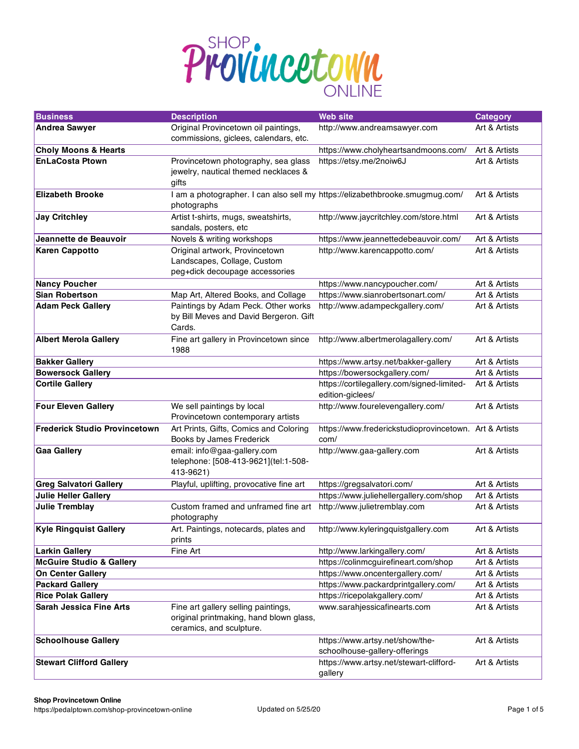# SHOP Provincetown ONLINE

| Business | Description | Web site | Category |
|---|---|---|---|
| **Andrea Sawyer** | Original Provincetown oil paintings, commissions, giclees, calendars, etc. | http://www.andreamsawyer.com | Art & Artists |
| **Choly Moons & Hearts** | | https://www.cholyheartsandmoons.com/ | Art & Artists |
| **EnLaCosta Ptown** | Provincetown photography, sea glass jewelry, nautical themed necklaces & gifts | https://etsy.me/2noiw6J | Art & Artists |
| **Elizabeth Brooke** | I am a photographer. I can also sell my photographs | https://elizabethbrooke.smugmug.com/ | Art & Artists |
| **Jay Critchley** | Artist t-shirts, mugs, sweatshirts, sandals, posters, etc | http://www.jaycritchley.com/store.html | Art & Artists |
| **Jeannette de Beauvoir** | Novels & writing workshops | https://www.jeannettedebeauvoir.com/ | Art & Artists |
| **Karen Cappotto** | Original artwork, Provincetown Landscapes, Collage, Custom peg+dick decoupage accessories | http://www.karencappotto.com/ | Art & Artists |
| **Nancy Poucher** | | https://www.nancypoucher.com/ | Art & Artists |
| **Sian Robertson** | Map Art, Altered Books, and Collage | https://www.sianrobertsonart.com/ | Art & Artists |
| **Adam Peck Gallery** | Paintings by Adam Peck. Other works by Bill Meves and David Bergeron. Gift Cards. | http://www.adampeckgallery.com/ | Art & Artists |
| **Albert Merola Gallery** | Fine art gallery in Provincetown since 1988 | http://www.albertmerolagallery.com/ | Art & Artists |
| **Bakker Gallery** | | https://www.artsy.net/bakker-gallery | Art & Artists |
| **Bowersock Gallery** | | https://bowersockgallery.com/ | Art & Artists |
| **Cortile Gallery** | | https://cortilegallery.com/signed-limited-edition-giclees/ | Art & Artists |
| **Four Eleven Gallery** | We sell paintings by local Provincetown contemporary artists | http://www.fourelevengallery.com/ | Art & Artists |
| **Frederick Studio Provincetown** | Art Prints, Gifts, Comics and Coloring Books by James Frederick | https://www.frederickstudioprovincetown.com/ | Art & Artists |
| **Gaa Gallery** | email: info@gaa-gallery.com telephone: [508-413-9621](tel:1-508-413-9621) | http://www.gaa-gallery.com | Art & Artists |
| **Greg Salvatori Gallery** | Playful, uplifting, provocative fine art | https://gregsalvatori.com/ | Art & Artists |
| **Julie Heller Gallery** | | https://www.juliehellergallery.com/shop | Art & Artists |
| **Julie Tremblay** | Custom framed and unframed fine art photography | http://www.julietremblay.com | Art & Artists |
| **Kyle Ringquist Gallery** | Art. Paintings, notecards, plates and prints | http://www.kyleringquistgallery.com | Art & Artists |
| **Larkin Gallery** | Fine Art | http://www.larkingallery.com/ | Art & Artists |
| **McGuire Studio & Gallery** | | https://colinmcguirefineart.com/shop | Art & Artists |
| **On Center Gallery** | | https://www.oncentergallery.com/ | Art & Artists |
| **Packard Gallery** | | https://www.packardprintgallery.com/ | Art & Artists |
| **Rice Polak Gallery** | | https://ricepolakgallery.com/ | Art & Artists |
| **Sarah Jessica Fine Arts** | Fine art gallery selling paintings, original printmaking, hand blown glass, ceramics, and sculpture. | www.sarahjessicafinearts.com | Art & Artists |
| **Schoolhouse Gallery** | | https://www.artsy.net/show/the-schoolhouse-gallery-offerings | Art & Artists |
| **Stewart Clifford Gallery** | | https://www.artsy.net/stewart-clifford-gallery | Art & Artists |

**Shop Provincetown Online**
https://pedalptown.com/shop-provincetown-online

Updated on 5/25/20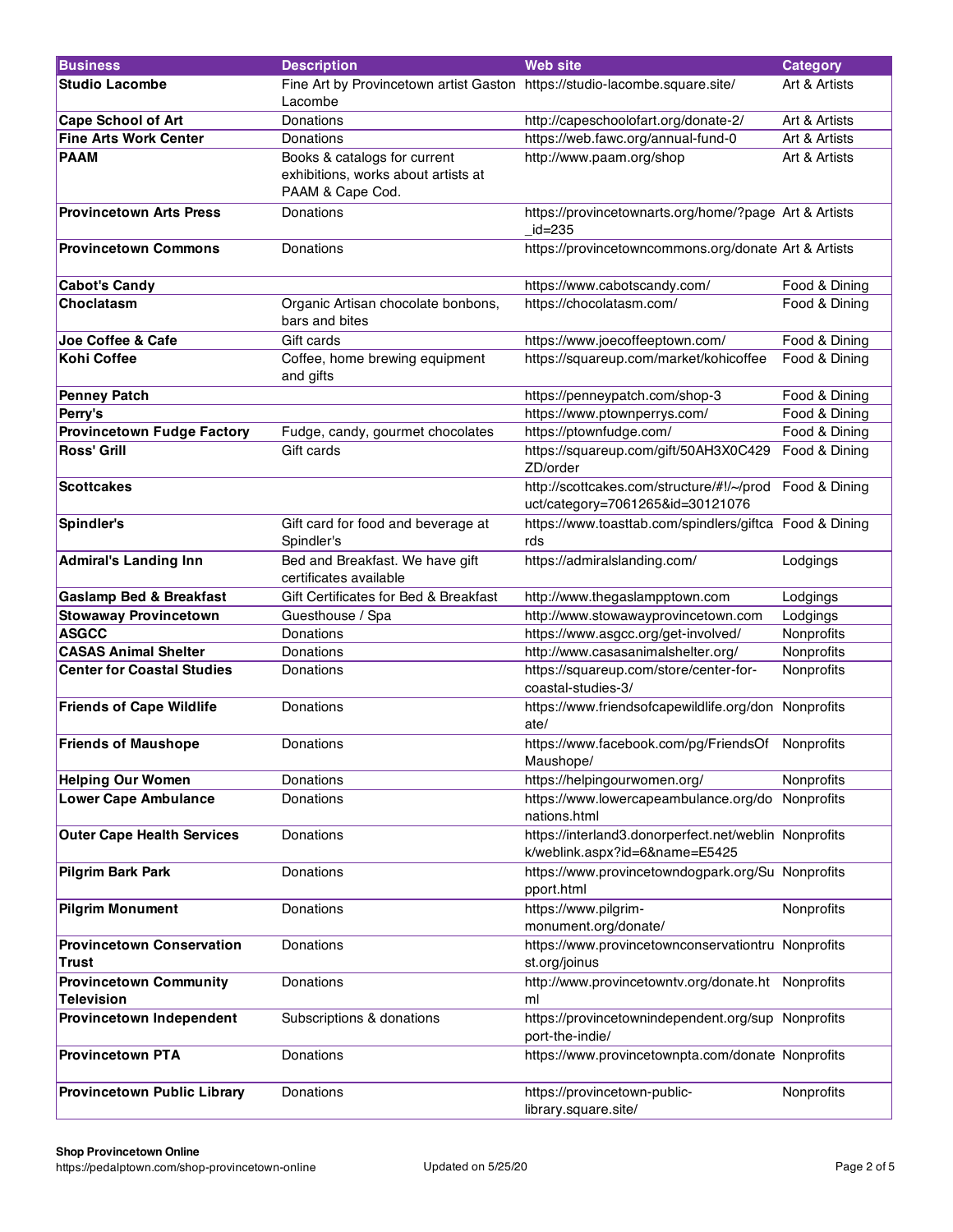| Business | Description | Web site | Category |
| --- | --- | --- | --- |
| **Studio Lacombe** | Fine Art by Provincetown artist Gaston Lacombe | https://studio-lacombe.square.site/ | Art & Artists |
| **Cape School of Art** | Donations | http://capeschoolofart.org/donate-2/ | Art & Artists |
| **Fine Arts Work Center** | Donations | https://web.fawc.org/annual-fund-0 | Art & Artists |
| **PAAM** | Books & catalogs for current exhibitions, works about artists at PAAM & Cape Cod. | http://www.paam.org/shop | Art & Artists |
| **Provincetown Arts Press** | Donations | https://provincetownarts.org/home/?page_id=235 | Art & Artists |
| **Provincetown Commons** | Donations | https://provincetowncommons.org/donate | Art & Artists |
| **Cabot's Candy** | | https://www.cabotscandy.com/ | Food & Dining |
| **Choclatasm** | Organic Artisan chocolate bonbons, bars and bites | https://chocolatasm.com/ | Food & Dining |
| **Joe Coffee & Cafe** | Gift cards | https://www.joecoffeeptown.com/ | Food & Dining |
| **Kohi Coffee** | Coffee, home brewing equipment and gifts | https://squareup.com/market/kohicoffee | Food & Dining |
| **Penney Patch** | | https://penneypatch.com/shop-3 | Food & Dining |
| **Perry's** | | https://www.ptownperrys.com/ | Food & Dining |
| **Provincetown Fudge Factory** | Fudge, candy, gourmet chocolates | https://ptownfudge.com/ | Food & Dining |
| **Ross' Grill** | Gift cards | https://squareup.com/gift/50AH3X0C429ZD/order | Food & Dining |
| **Scottcakes** | | http://scottcakes.com/structure/#!/~/product/category=7061265&id=30121076 | Food & Dining |
| **Spindler's** | Gift card for food and beverage at Spindler's | https://www.toasttab.com/spindlers/giftcards | Food & Dining |
| **Admiral's Landing Inn** | Bed and Breakfast. We have gift certificates available | https://admiralslanding.com/ | Lodgings |
| **Gaslamp Bed & Breakfast** | Gift Certificates for Bed & Breakfast | http://www.thegaslampptown.com | Lodgings |
| **Stowaway Provincetown** | Guesthouse / Spa | http://www.stowawayprovincetown.com | Lodgings |
| **ASGCC** | Donations | https://www.asgcc.org/get-involved/ | Nonprofits |
| **CASAS Animal Shelter** | Donations | http://www.casasanimalshelter.org/ | Nonprofits |
| **Center for Coastal Studies** | Donations | https://squareup.com/store/center-for-coastal-studies-3/ | Nonprofits |
| **Friends of Cape Wildlife** | Donations | https://www.friendsofcapewildlife.org/donate/ | Nonprofits |
| **Friends of Maushope** | Donations | https://www.facebook.com/pg/FriendsOfMaushope/ | Nonprofits |
| **Helping Our Women** | Donations | https://helpingourwomen.org/ | Nonprofits |
| **Lower Cape Ambulance** | Donations | https://www.lowercapeambulance.org/donations.html | Nonprofits |
| **Outer Cape Health Services** | Donations | https://interland3.donorperfect.net/weblink/weblink.aspx?id=6&name=E5425 | Nonprofits |
| **Pilgrim Bark Park** | Donations | https://www.provincetowndogpark.org/Support.html | Nonprofits |
| **Pilgrim Monument** | Donations | https://www.pilgrim-monument.org/donate/ | Nonprofits |
| **Provincetown Conservation Trust** | Donations | https://www.provincetownconservationtrust.org/joinus | Nonprofits |
| **Provincetown Community Television** | Donations | http://www.provincetowntv.org/donate.html | Nonprofits |
| **Provincetown Independent** | Subscriptions & donations | https://provincetownindependent.org/support-the-indie/ | Nonprofits |
| **Provincetown PTA** | Donations | https://www.provincetownpta.com/donate | Nonprofits |
| **Provincetown Public Library** | Donations | https://provincetown-public-library.square.site/ | Nonprofits |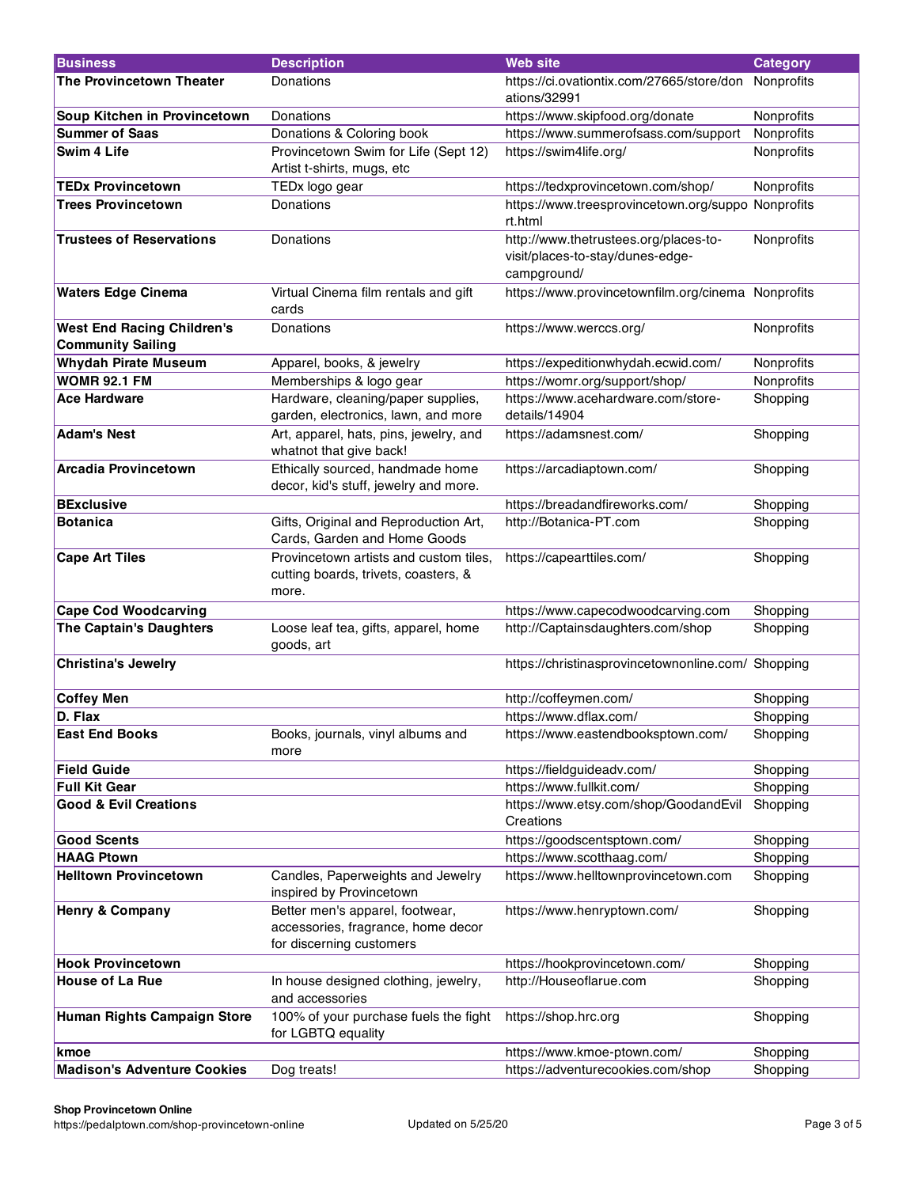| Business | Description | Web site | Category |
|---|---|---|---|
| **The Provincetown Theater** | Donations | https://ci.ovationtix.com/27665/store/donations/32991 | Nonprofits |
| **Soup Kitchen in Provincetown** | Donations | https://www.skipfood.org/donate | Nonprofits |
| **Summer of Saas** | Donations & Coloring book | https://www.summerofsass.com/support | Nonprofits |
| **Swim 4 Life** | Provincetown Swim for Life (Sept 12) Artist t-shirts, mugs, etc | https://swim4life.org/ | Nonprofits |
| **TEDx Provincetown** | TEDx logo gear | https://tedxprovincetown.com/shop/ | Nonprofits |
| **Trees Provincetown** | Donations | https://www.treesprovincetown.org/support.html | Nonprofits |
| **Trustees of Reservations** | Donations | http://www.thetrustees.org/places-to-visit/places-to-stay/dunes-edge-campground/ | Nonprofits |
| **Waters Edge Cinema** | Virtual Cinema film rentals and gift cards | https://www.provincetownfilm.org/cinema | Nonprofits |
| **West End Racing Children's Community Sailing** | Donations | https://www.werccs.org/ | Nonprofits |
| **Whydah Pirate Museum** | Apparel, books, & jewelry | https://expeditionwhydah.ecwid.com/ | Nonprofits |
| **WOMR 92.1 FM** | Memberships & logo gear | https://womr.org/support/shop/ | Nonprofits |
| **Ace Hardware** | Hardware, cleaning/paper supplies, garden, electronics, lawn, and more | https://www.acehardware.com/store-details/14904 | Shopping |
| **Adam's Nest** | Art, apparel, hats, pins, jewelry, and whatnot that give back! | https://adamsnest.com/ | Shopping |
| **Arcadia Provincetown** | Ethically sourced, handmade home decor, kid's stuff, jewelry and more. | https://arcadiaptown.com/ | Shopping |
| **BExclusive** | | https://breadandfireworks.com/ | Shopping |
| **Botanica** | Gifts, Original and Reproduction Art, Cards, Garden and Home Goods | http://Botanica-PT.com | Shopping |
| **Cape Art Tiles** | Provincetown artists and custom tiles, cutting boards, trivets, coasters, & more. | https://capearttiles.com/ | Shopping |
| **Cape Cod Woodcarving** | | https://www.capecodwoodcarving.com | Shopping |
| **The Captain's Daughters** | Loose leaf tea, gifts, apparel, home goods, art | http://Captainsdaughters.com/shop | Shopping |
| **Christina's Jewelry** | | https://christinasprovincetownonline.com/ | Shopping |
| **Coffey Men** | | http://coffeymen.com/ | Shopping |
| **D. Flax** | | https://www.dflax.com/ | Shopping |
| **East End Books** | Books, journals, vinyl albums and more | https://www.eastendbooksptown.com/ | Shopping |
| **Field Guide** | | https://fieldguideadv.com/ | Shopping |
| **Full Kit Gear** | | https://www.fullkit.com/ | Shopping |
| **Good & Evil Creations** | | https://www.etsy.com/shop/GoodandEvilCreations | Shopping |
| **Good Scents** | | https://goodscentsptown.com/ | Shopping |
| **HAAG Ptown** | | https://www.scotthaag.com/ | Shopping |
| **Helltown Provincetown** | Candles, Paperweights and Jewelry inspired by Provincetown | https://www.helltownprovincetown.com | Shopping |
| **Henry & Company** | Better men's apparel, footwear, accessories, fragrance, home decor for discerning customers | https://www.henryptown.com/ | Shopping |
| **Hook Provincetown** | | https://hookprovincetown.com/ | Shopping |
| **House of La Rue** | In house designed clothing, jewelry, and accessories | http://Houseoflarue.com | Shopping |
| **Human Rights Campaign Store** | 100% of your purchase fuels the fight for LGBTQ equality | https://shop.hrc.org | Shopping |
| **kmoe** | | https://www.kmoe-ptown.com/ | Shopping |
| **Madison's Adventure Cookies** | Dog treats! | https://adventurecookies.com/shop | Shopping |

**Shop Provincetown Online**
https://pedalptown.com/shop-provincetown-online Updated on 5/25/20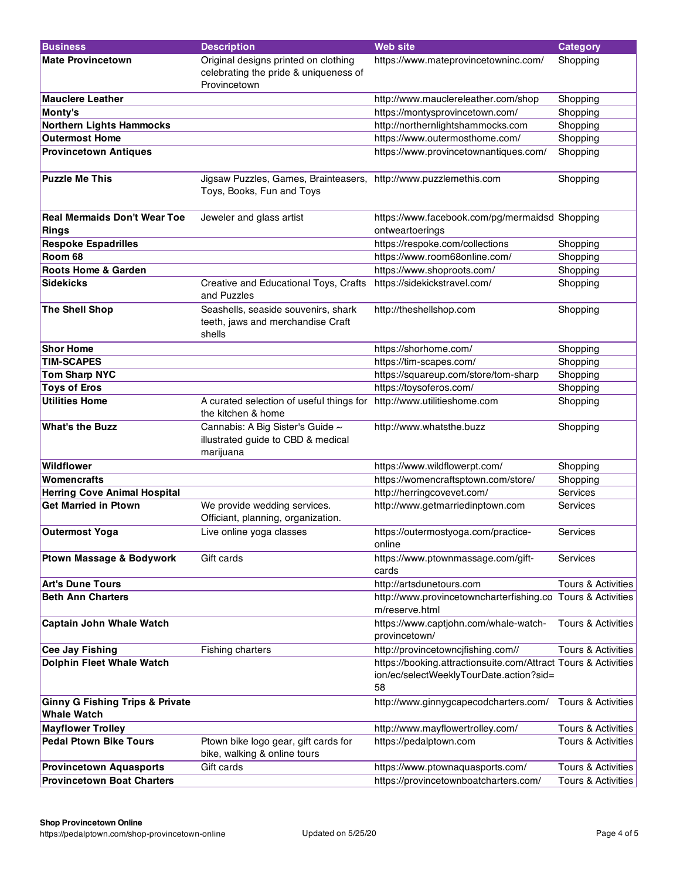| Business | Description | Web site | Category |
|---|---|---|---|
| **Mate Provincetown** | Original designs printed on clothing celebrating the pride & uniqueness of Provincetown | https://www.mateprovincetowninc.com/ | Shopping |
| **Mauclere Leather** | | http://www.mauclereleather.com/shop | Shopping |
| **Monty's** | | https://montysprovincetown.com/ | Shopping |
| **Northern Lights Hammocks** | | http://northernlightshammocks.com | Shopping |
| **Outermost Home** | | https://www.outermosthome.com/ | Shopping |
| **Provincetown Antiques** | | https://www.provincetownantiques.com/ | Shopping |
| **Puzzle Me This** | Jigsaw Puzzles, Games, Brainteasers, Toys, Books, Fun and Toys | http://www.puzzlemethis.com | Shopping |
| **Real Mermaids Don't Wear Toe Rings** | Jeweler and glass artist | https://www.facebook.com/pg/mermaidsdontweartoerings | Shopping |
| **Respoke Espadrilles** | | https://respoke.com/collections | Shopping |
| **Room 68** | | https://www.room68online.com/ | Shopping |
| **Roots Home & Garden** | | https://www.shoproots.com/ | Shopping |
| **Sidekicks** | Creative and Educational Toys, Crafts and Puzzles | https://sidekickstravel.com/ | Shopping |
| **The Shell Shop** | Seashells, seaside souvenirs, shark teeth, jaws and merchandise Craft shells | http://theshellshop.com | Shopping |
| **Shor Home** | | https://shorhome.com/ | Shopping |
| **TIM-SCAPES** | | https://tim-scapes.com/ | Shopping |
| **Tom Sharp NYC** | | https://squareup.com/store/tom-sharp | Shopping |
| **Toys of Eros** | | https://toysoferos.com/ | Shopping |
| **Utilities Home** | A curated selection of useful things for the kitchen & home | http://www.utilitieshome.com | Shopping |
| **What's the Buzz** | Cannabis: A Big Sister's Guide ~ illustrated guide to CBD & medical marijuana | http://www.whatsthe.buzz | Shopping |
| **Wildflower** | | https://www.wildflowerpt.com/ | Shopping |
| **Womencrafts** | | https://womencraftsptown.com/store/ | Shopping |
| **Herring Cove Animal Hospital** | | http://herringcovevet.com/ | Services |
| **Get Married in Ptown** | We provide wedding services. Officiant, planning, organization. | http://www.getmarriedinptown.com | Services |
| **Outermost Yoga** | Live online yoga classes | https://outermostyoga.com/practice-online | Services |
| **Ptown Massage & Bodywork** | Gift cards | https://www.ptownmassage.com/gift-cards | Services |
| **Art's Dune Tours** | | http://artsdunetours.com | Tours & Activities |
| **Beth Ann Charters** | | http://www.provincetowncharterfishing.com/reserve.html | Tours & Activities |
| **Captain John Whale Watch** | | https://www.captjohn.com/whale-watch-provincetown/ | Tours & Activities |
| **Cee Jay Fishing** | Fishing charters | http://provincetowncjfishing.com// | Tours & Activities |
| **Dolphin Fleet Whale Watch** | | https://booking.attractionsuite.com/Attraction/ec/selectWeeklyTourDate.action?sid=58 | Tours & Activities |
| **Ginny G Fishing Trips & Private Whale Watch** | | http://www.ginnygcapecodcharters.com/ | Tours & Activities |
| **Mayflower Trolley** | | http://www.mayflowertrolley.com/ | Tours & Activities |
| **Pedal Ptown Bike Tours** | Ptown bike logo gear, gift cards for bike, walking & online tours | https://pedalptown.com | Tours & Activities |
| **Provincetown Aquasports** | Gift cards | https://www.ptownaquasports.com/ | Tours & Activities |
| **Provincetown Boat Charters** | | https://provincetownboatcharters.com/ | Tours & Activities |

**Shop Provincetown Online**
https://pedalptown.com/shop-provincetown-online

Updated on 5/25/20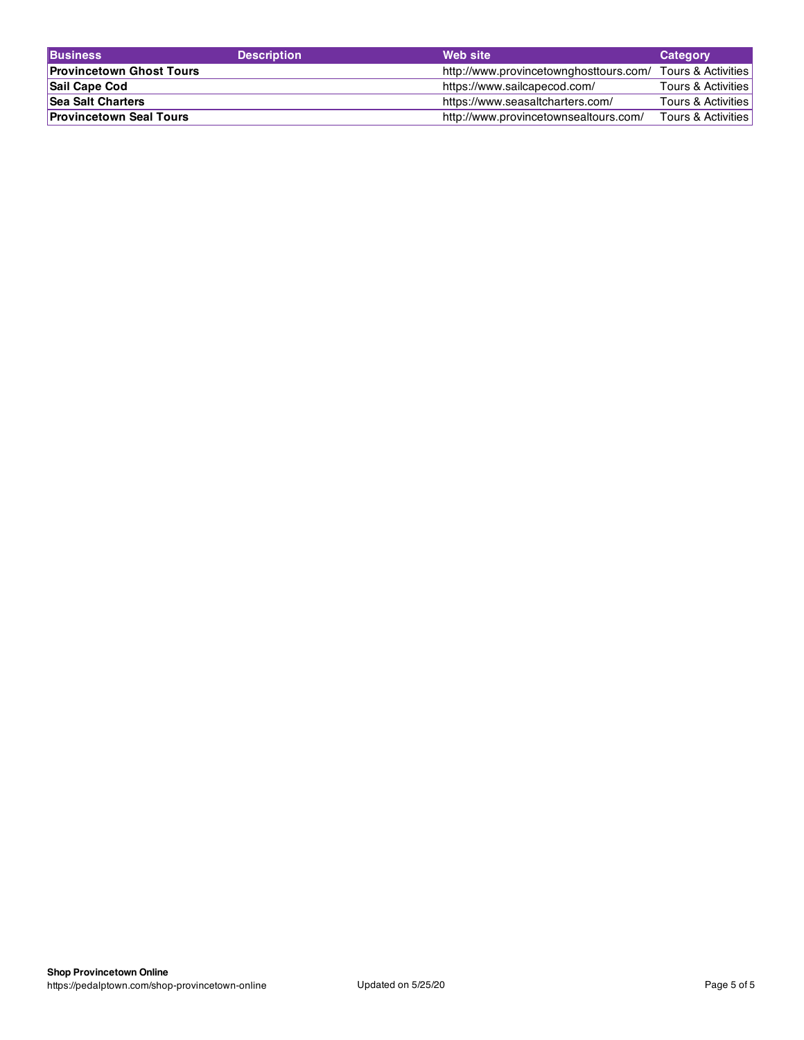| Business | Description | Web site | Category |
|---|---|---|---|
| **Provincetown Ghost Tours** | | http://www.provincetownghosttours.com/ | Tours & Activities |
| **Sail Cape Cod** | | https://www.sailcapecod.com/ | Tours & Activities |
| **Sea Salt Charters** | | https://www.seasaltcharters.com/ | Tours & Activities |
| **Provincetown Seal Tours** | | http://www.provincetownsealtours.com/ | Tours & Activities |